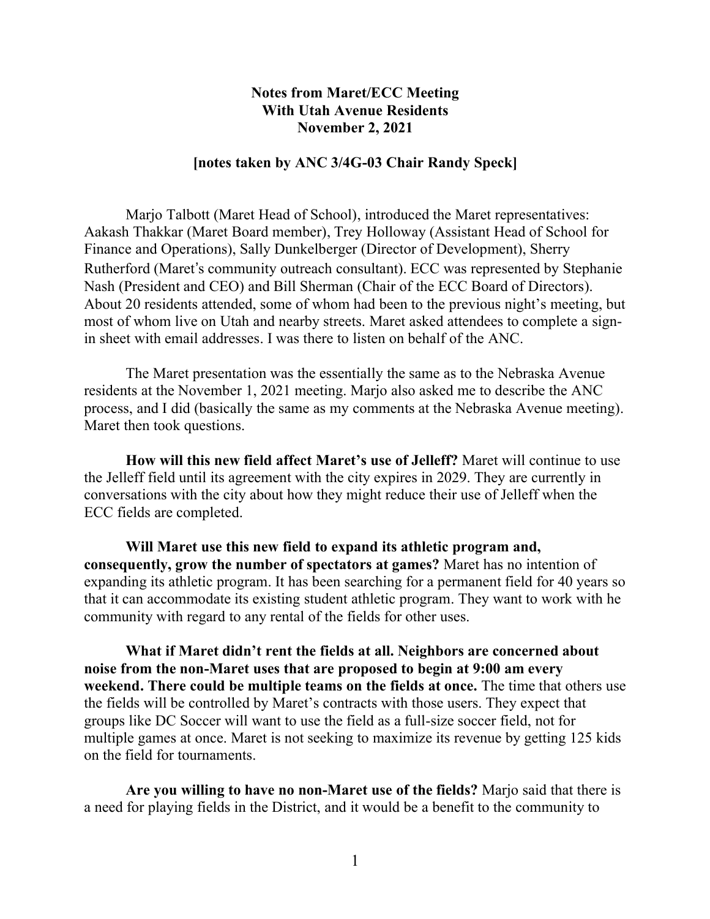**Notes from Maret/ECC Meeting**
**With Utah Avenue Residents**
**November 2, 2021**

**[notes taken by ANC 3/4G-03 Chair Randy Speck]**

Marjo Talbott (Maret Head of School), introduced the Maret representatives: Aakash Thakkar (Maret Board member), Trey Holloway (Assistant Head of School for Finance and Operations), Sally Dunkelberger (Director of Development), Sherry Rutherford (Maret's community outreach consultant). ECC was represented by Stephanie Nash (President and CEO) and Bill Sherman (Chair of the ECC Board of Directors). About 20 residents attended, some of whom had been to the previous night's meeting, but most of whom live on Utah and nearby streets. Maret asked attendees to complete a sign-in sheet with email addresses. I was there to listen on behalf of the ANC.

The Maret presentation was the essentially the same as to the Nebraska Avenue residents at the November 1, 2021 meeting. Marjo also asked me to describe the ANC process, and I did (basically the same as my comments at the Nebraska Avenue meeting). Maret then took questions.

**How will this new field affect Maret's use of Jelleff?** Maret will continue to use the Jelleff field until its agreement with the city expires in 2029. They are currently in conversations with the city about how they might reduce their use of Jelleff when the ECC fields are completed.

**Will Maret use this new field to expand its athletic program and, consequently, grow the number of spectators at games?** Maret has no intention of expanding its athletic program. It has been searching for a permanent field for 40 years so that it can accommodate its existing student athletic program. They want to work with he community with regard to any rental of the fields for other uses.

**What if Maret didn't rent the fields at all. Neighbors are concerned about noise from the non-Maret uses that are proposed to begin at 9:00 am every weekend. There could be multiple teams on the fields at once.** The time that others use the fields will be controlled by Maret's contracts with those users. They expect that groups like DC Soccer will want to use the field as a full-size soccer field, not for multiple games at once. Maret is not seeking to maximize its revenue by getting 125 kids on the field for tournaments.

**Are you willing to have no non-Maret use of the fields?** Marjo said that there is a need for playing fields in the District, and it would be a benefit to the community to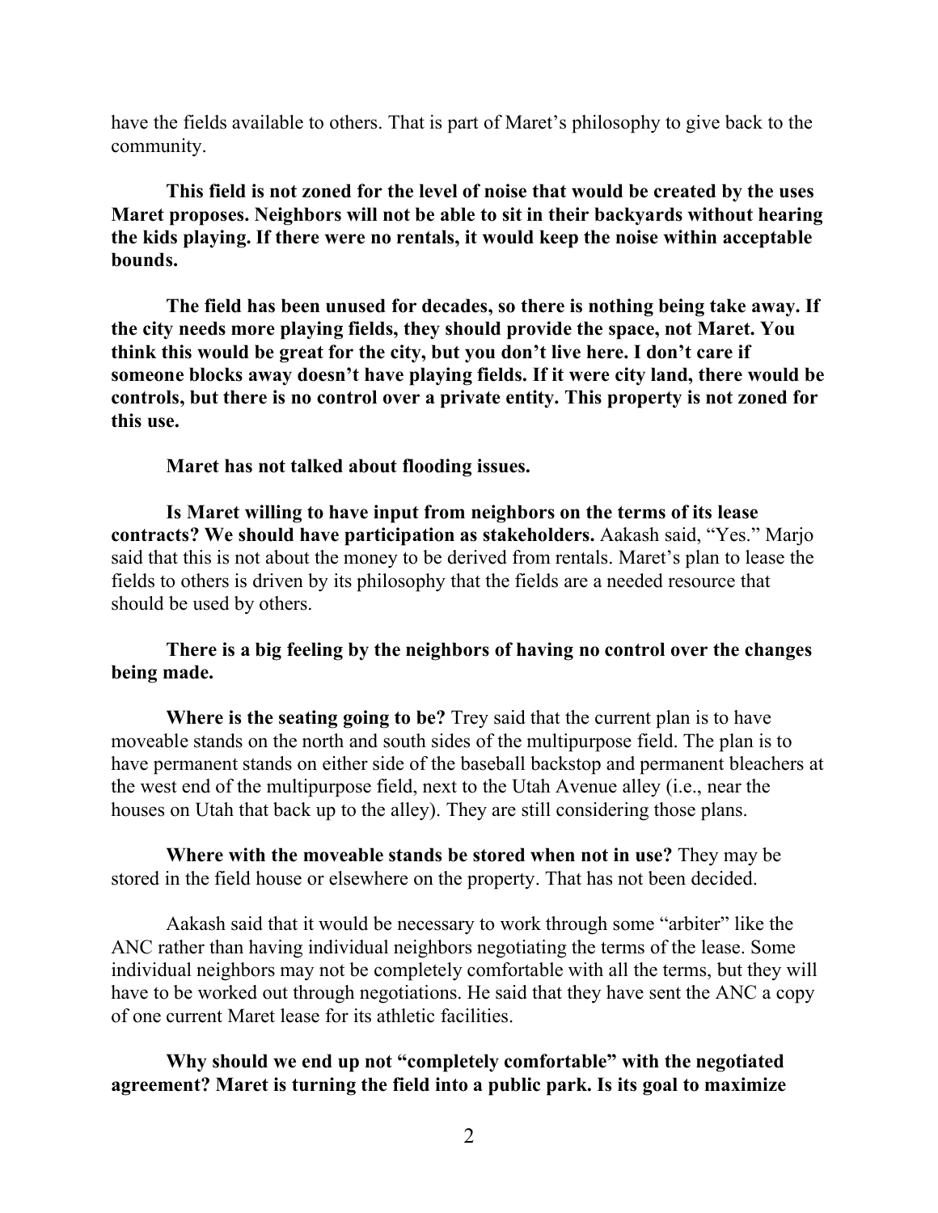have the fields available to others. That is part of Maret's philosophy to give back to the community.

**This field is not zoned for the level of noise that would be created by the uses Maret proposes. Neighbors will not be able to sit in their backyards without hearing the kids playing. If there were no rentals, it would keep the noise within acceptable bounds.**

**The field has been unused for decades, so there is nothing being take away. If the city needs more playing fields, they should provide the space, not Maret. You think this would be great for the city, but you don't live here. I don't care if someone blocks away doesn't have playing fields. If it were city land, there would be controls, but there is no control over a private entity. This property is not zoned for this use.**

**Maret has not talked about flooding issues.**

**Is Maret willing to have input from neighbors on the terms of its lease contracts? We should have participation as stakeholders.** Aakash said, "Yes." Marjo said that this is not about the money to be derived from rentals. Maret's plan to lease the fields to others is driven by its philosophy that the fields are a needed resource that should be used by others.

**There is a big feeling by the neighbors of having no control over the changes being made.**

**Where is the seating going to be?** Trey said that the current plan is to have moveable stands on the north and south sides of the multipurpose field. The plan is to have permanent stands on either side of the baseball backstop and permanent bleachers at the west end of the multipurpose field, next to the Utah Avenue alley (i.e., near the houses on Utah that back up to the alley). They are still considering those plans.

**Where with the moveable stands be stored when not in use?** They may be stored in the field house or elsewhere on the property. That has not been decided.

Aakash said that it would be necessary to work through some "arbiter" like the ANC rather than having individual neighbors negotiating the terms of the lease. Some individual neighbors may not be completely comfortable with all the terms, but they will have to be worked out through negotiations. He said that they have sent the ANC a copy of one current Maret lease for its athletic facilities.

**Why should we end up not "completely comfortable" with the negotiated agreement? Maret is turning the field into a public park. Is its goal to maximize**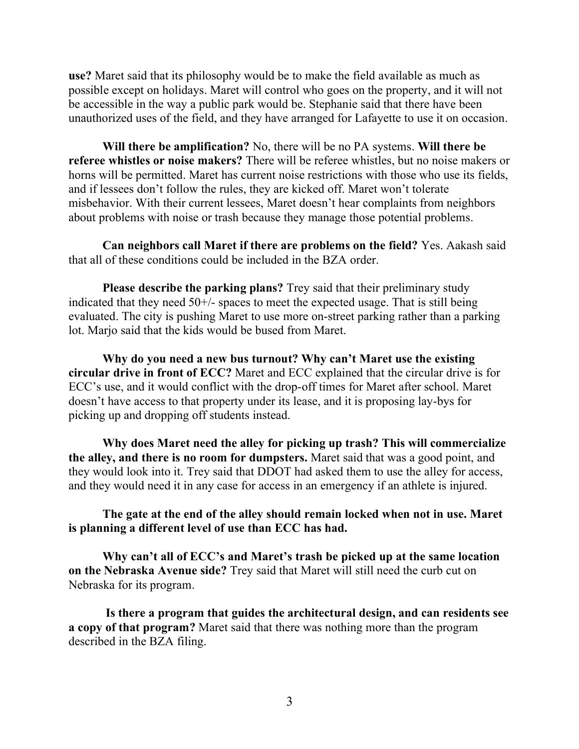**use?** Maret said that its philosophy would be to make the field available as much as possible except on holidays. Maret will control who goes on the property, and it will not be accessible in the way a public park would be. Stephanie said that there have been unauthorized uses of the field, and they have arranged for Lafayette to use it on occasion.

**Will there be amplification?** No, there will be no PA systems. **Will there be referee whistles or noise makers?** There will be referee whistles, but no noise makers or horns will be permitted. Maret has current noise restrictions with those who use its fields, and if lessees don't follow the rules, they are kicked off. Maret won't tolerate misbehavior. With their current lessees, Maret doesn't hear complaints from neighbors about problems with noise or trash because they manage those potential problems.

**Can neighbors call Maret if there are problems on the field?** Yes. Aakash said that all of these conditions could be included in the BZA order.

**Please describe the parking plans?** Trey said that their preliminary study indicated that they need 50+/- spaces to meet the expected usage. That is still being evaluated. The city is pushing Maret to use more on-street parking rather than a parking lot. Marjo said that the kids would be bused from Maret.

**Why do you need a new bus turnout? Why can't Maret use the existing circular drive in front of ECC?** Maret and ECC explained that the circular drive is for ECC's use, and it would conflict with the drop-off times for Maret after school. Maret doesn't have access to that property under its lease, and it is proposing lay-bys for picking up and dropping off students instead.

**Why does Maret need the alley for picking up trash? This will commercialize the alley, and there is no room for dumpsters.** Maret said that was a good point, and they would look into it. Trey said that DDOT had asked them to use the alley for access, and they would need it in any case for access in an emergency if an athlete is injured.

**The gate at the end of the alley should remain locked when not in use. Maret is planning a different level of use than ECC has had.**

**Why can't all of ECC's and Maret's trash be picked up at the same location on the Nebraska Avenue side?** Trey said that Maret will still need the curb cut on Nebraska for its program.

**Is there a program that guides the architectural design, and can residents see a copy of that program?** Maret said that there was nothing more than the program described in the BZA filing.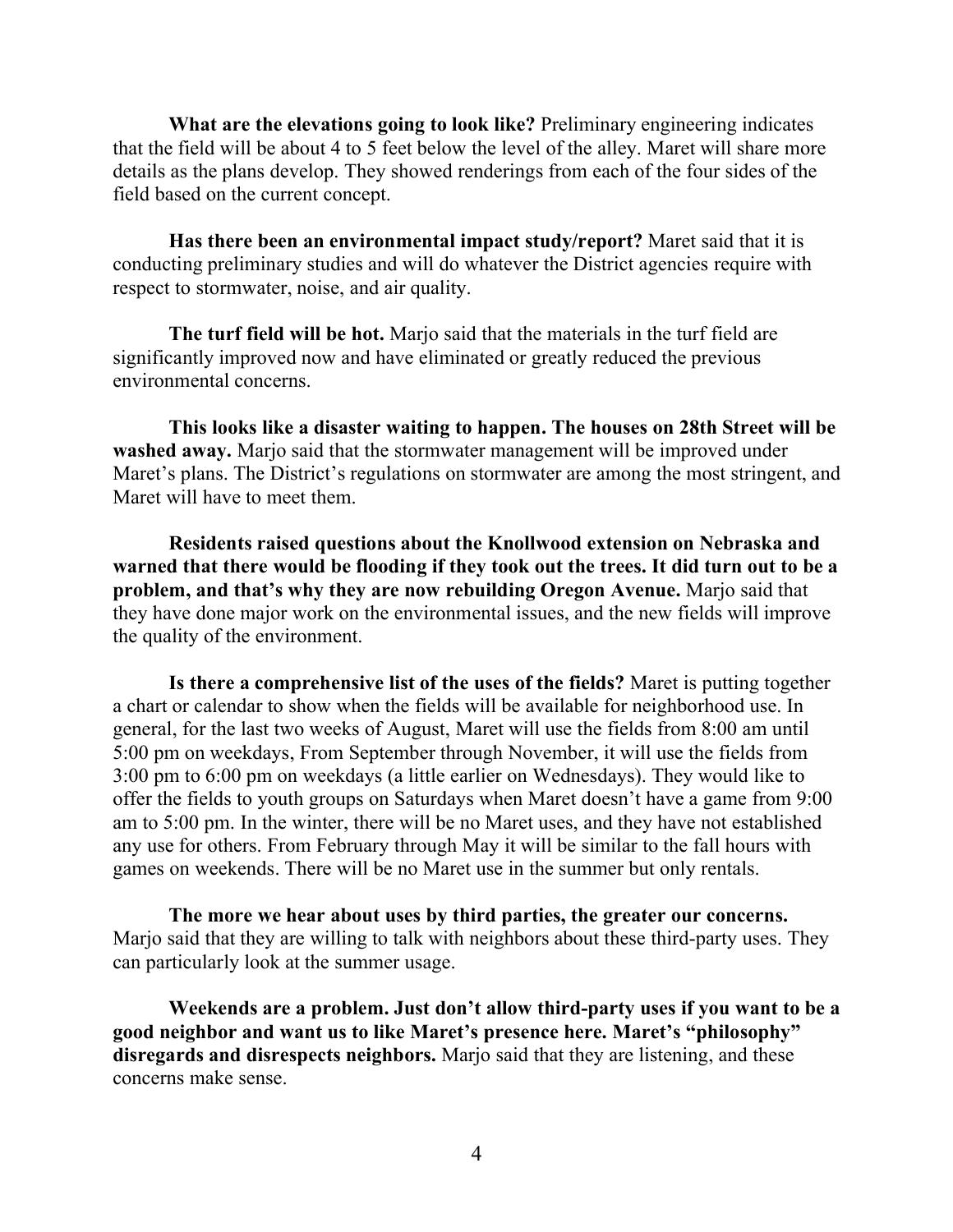**What are the elevations going to look like?** Preliminary engineering indicates that the field will be about 4 to 5 feet below the level of the alley. Maret will share more details as the plans develop. They showed renderings from each of the four sides of the field based on the current concept.

**Has there been an environmental impact study/report?** Maret said that it is conducting preliminary studies and will do whatever the District agencies require with respect to stormwater, noise, and air quality.

**The turf field will be hot.** Marjo said that the materials in the turf field are significantly improved now and have eliminated or greatly reduced the previous environmental concerns.

**This looks like a disaster waiting to happen. The houses on 28th Street will be washed away.** Marjo said that the stormwater management will be improved under Maret's plans. The District's regulations on stormwater are among the most stringent, and Maret will have to meet them.

**Residents raised questions about the Knollwood extension on Nebraska and warned that there would be flooding if they took out the trees. It did turn out to be a problem, and that's why they are now rebuilding Oregon Avenue.** Marjo said that they have done major work on the environmental issues, and the new fields will improve the quality of the environment.

**Is there a comprehensive list of the uses of the fields?** Maret is putting together a chart or calendar to show when the fields will be available for neighborhood use. In general, for the last two weeks of August, Maret will use the fields from 8:00 am until 5:00 pm on weekdays, From September through November, it will use the fields from 3:00 pm to 6:00 pm on weekdays (a little earlier on Wednesdays). They would like to offer the fields to youth groups on Saturdays when Maret doesn't have a game from 9:00 am to 5:00 pm. In the winter, there will be no Maret uses, and they have not established any use for others. From February through May it will be similar to the fall hours with games on weekends. There will be no Maret use in the summer but only rentals.

**The more we hear about uses by third parties, the greater our concerns.** Marjo said that they are willing to talk with neighbors about these third-party uses. They can particularly look at the summer usage.

**Weekends are a problem. Just don't allow third-party uses if you want to be a good neighbor and want us to like Maret's presence here. Maret's "philosophy" disregards and disrespects neighbors.** Marjo said that they are listening, and these concerns make sense.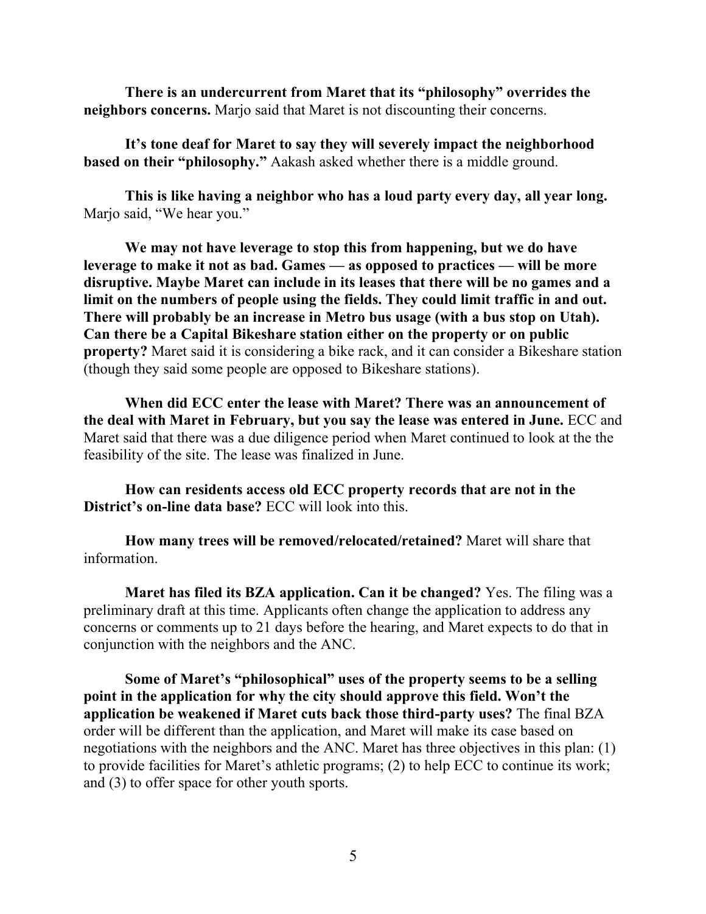**There is an undercurrent from Maret that its "philosophy" overrides the neighbors concerns.** Marjo said that Maret is not discounting their concerns.

**It's tone deaf for Maret to say they will severely impact the neighborhood based on their "philosophy."** Aakash asked whether there is a middle ground.

**This is like having a neighbor who has a loud party every day, all year long.** Marjo said, "We hear you."

**We may not have leverage to stop this from happening, but we do have leverage to make it not as bad. Games — as opposed to practices — will be more disruptive. Maybe Maret can include in its leases that there will be no games and a limit on the numbers of people using the fields. They could limit traffic in and out. There will probably be an increase in Metro bus usage (with a bus stop on Utah). Can there be a Capital Bikeshare station either on the property or on public property?** Maret said it is considering a bike rack, and it can consider a Bikeshare station (though they said some people are opposed to Bikeshare stations).

**When did ECC enter the lease with Maret? There was an announcement of the deal with Maret in February, but you say the lease was entered in June.** ECC and Maret said that there was a due diligence period when Maret continued to look at the the feasibility of the site. The lease was finalized in June.

**How can residents access old ECC property records that are not in the District's on-line data base?** ECC will look into this.

**How many trees will be removed/relocated/retained?** Maret will share that information.

**Maret has filed its BZA application. Can it be changed?** Yes. The filing was a preliminary draft at this time. Applicants often change the application to address any concerns or comments up to 21 days before the hearing, and Maret expects to do that in conjunction with the neighbors and the ANC.

**Some of Maret's "philosophical" uses of the property seems to be a selling point in the application for why the city should approve this field. Won't the application be weakened if Maret cuts back those third-party uses?** The final BZA order will be different than the application, and Maret will make its case based on negotiations with the neighbors and the ANC. Maret has three objectives in this plan: (1) to provide facilities for Maret's athletic programs; (2) to help ECC to continue its work; and (3) to offer space for other youth sports.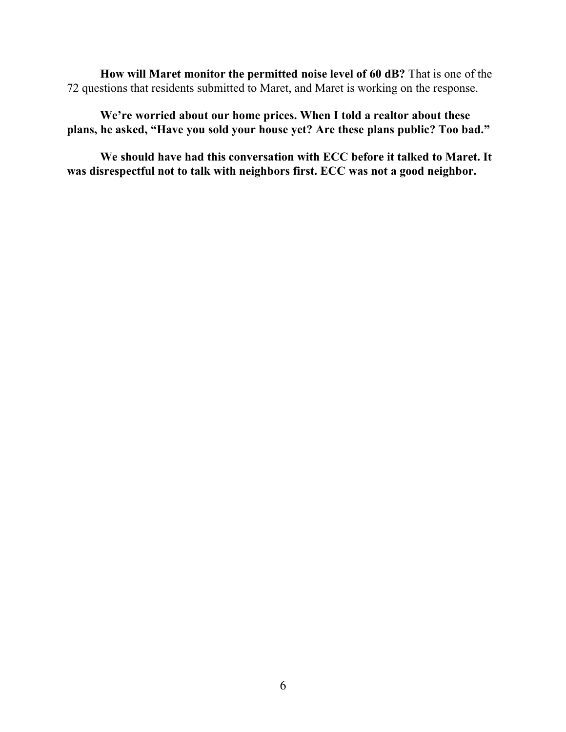**How will Maret monitor the permitted noise level of 60 dB?** That is one of the 72 questions that residents submitted to Maret, and Maret is working on the response.

**We're worried about our home prices. When I told a realtor about these plans, he asked, "Have you sold your house yet? Are these plans public? Too bad."**

**We should have had this conversation with ECC before it talked to Maret. It was disrespectful not to talk with neighbors first. ECC was not a good neighbor.**